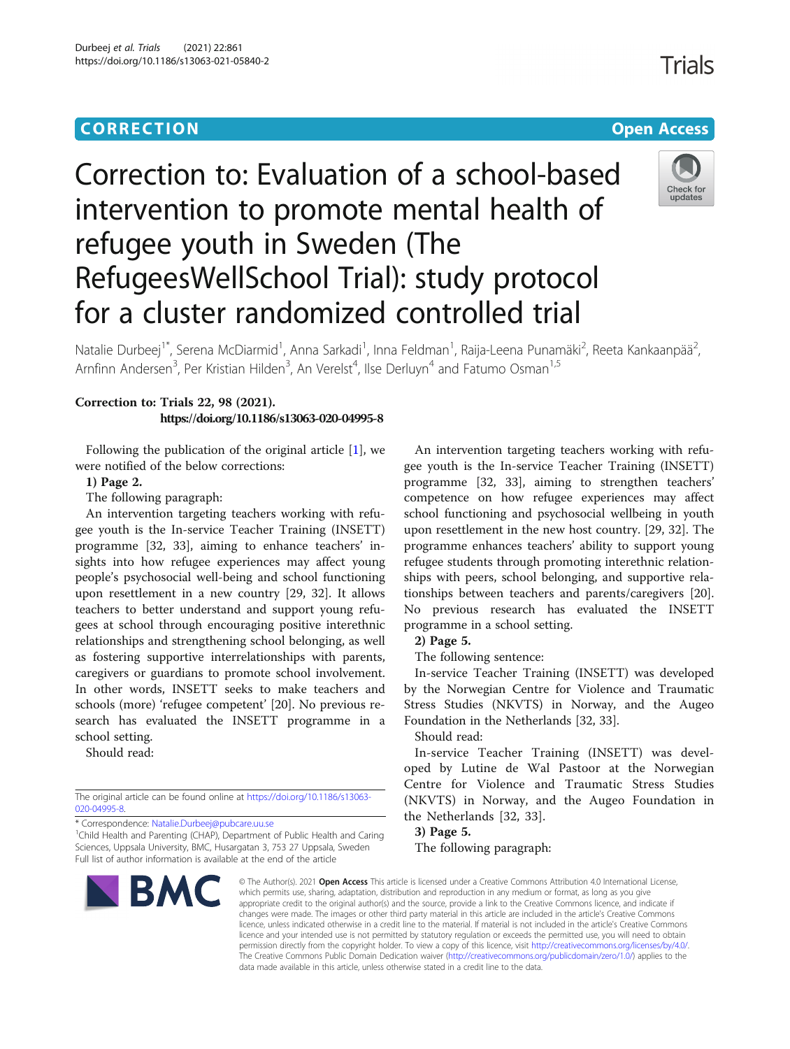**CORRECTION** **Open Access**

# Correction to: Evaluation of a school-based intervention to promote mental health of refugee youth in Sweden (The RefugeesWellSchool Trial): study protocol for a cluster randomized controlled trial

Natalie Durbeej[1*], Serena McDiarmid[1], Anna Sarkadi[1], Inna Feldman[1], Raija-Leena Punamäki[2], Reeta Kankaanpää[2], Arnfinn Andersen[3], Per Kristian Hilden[3], An Verelst[4], Ilse Derluyn[4] and Fatumo Osman[1,5]

**Correction to: Trials 22, 98 (2021).**
**https://doi.org/10.1186/s13063-020-04995-8**

Following the publication of the original article [1], we were notified of the below corrections:

**1) Page 2.**

The following paragraph:

An intervention targeting teachers working with refugee youth is the In-service Teacher Training (INSETT) programme [32, 33], aiming to enhance teachers' insights into how refugee experiences may affect young people's psychosocial well-being and school functioning upon resettlement in a new country [29, 32]. It allows teachers to better understand and support young refugees at school through encouraging positive interethnic relationships and strengthening school belonging, as well as fostering supportive interrelationships with parents, caregivers or guardians to promote school involvement. In other words, INSETT seeks to make teachers and schools (more) 'refugee competent' [20]. No previous research has evaluated the INSETT programme in a school setting.

Should read:

An intervention targeting teachers working with refugee youth is the In-service Teacher Training (INSETT) programme [32, 33], aiming to strengthen teachers' competence on how refugee experiences may affect school functioning and psychosocial wellbeing in youth upon resettlement in the new host country. [29, 32]. The programme enhances teachers' ability to support young refugee students through promoting interethnic relationships with peers, school belonging, and supportive relationships between teachers and parents/caregivers [20]. No previous research has evaluated the INSETT programme in a school setting.

**2) Page 5.**

The following sentence:

In-service Teacher Training (INSETT) was developed by the Norwegian Centre for Violence and Traumatic Stress Studies (NKVTS) in Norway, and the Augeo Foundation in the Netherlands [32, 33].

Should read:

In-service Teacher Training (INSETT) was developed by Lutine de Wal Pastoor at the Norwegian Centre for Violence and Traumatic Stress Studies (NKVTS) in Norway, and the Augeo Foundation in the Netherlands [32, 33].

**3) Page 5.**

The following paragraph:

---

The original article can be found online at https://doi.org/10.1186/s13063-020-04995-8.

* Correspondence: Natalie.Durbeej@pubcare.uu.se

[1]Child Health and Parenting (CHAP), Department of Public Health and Caring Sciences, Uppsala University, BMC, Husargatan 3, 753 27 Uppsala, Sweden

Full list of author information is available at the end of the article

© The Author(s). 2021 **Open Access** This article is licensed under a Creative Commons Attribution 4.0 International License, which permits use, sharing, adaptation, distribution and reproduction in any medium or format, as long as you give appropriate credit to the original author(s) and the source, provide a link to the Creative Commons licence, and indicate if changes were made. The images or other third party material in this article are included in the article's Creative Commons licence, unless indicated otherwise in a credit line to the material. If material is not included in the article's Creative Commons licence and your intended use is not permitted by statutory regulation or exceeds the permitted use, you will need to obtain permission directly from the copyright holder. To view a copy of this licence, visit http://creativecommons.org/licenses/by/4.0/. The Creative Commons Public Domain Dedication waiver (http://creativecommons.org/publicdomain/zero/1.0/) applies to the data made available in this article, unless otherwise stated in a credit line to the data.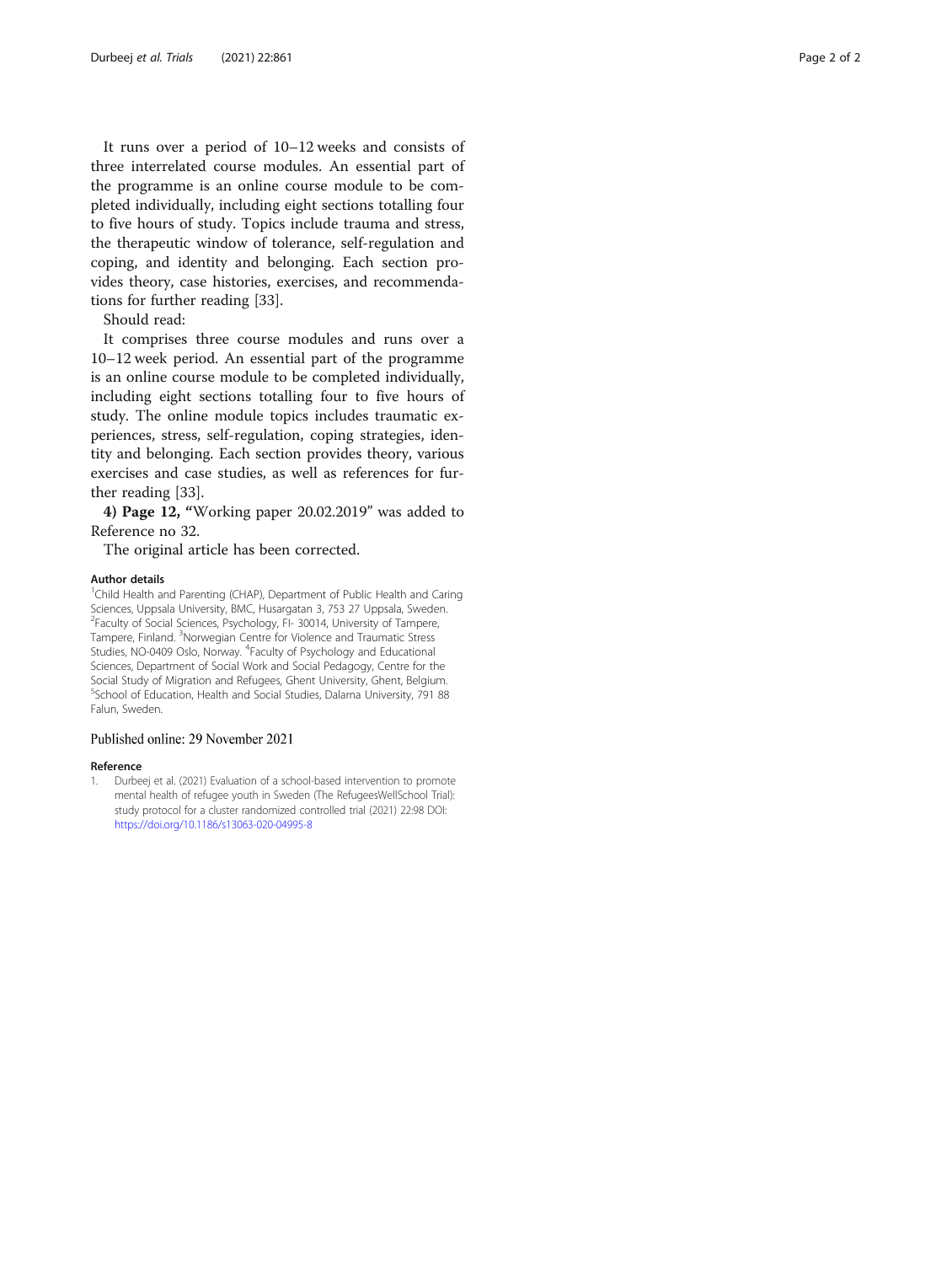It runs over a period of 10–12 weeks and consists of three interrelated course modules. An essential part of the programme is an online course module to be completed individually, including eight sections totalling four to five hours of study. Topics include trauma and stress, the therapeutic window of tolerance, self-regulation and coping, and identity and belonging. Each section provides theory, case histories, exercises, and recommendations for further reading [33].

Should read:

It comprises three course modules and runs over a 10–12 week period. An essential part of the programme is an online course module to be completed individually, including eight sections totalling four to five hours of study. The online module topics includes traumatic experiences, stress, self-regulation, coping strategies, identity and belonging. Each section provides theory, various exercises and case studies, as well as references for further reading [33].

**4) Page 12,** "Working paper 20.02.2019" was added to Reference no 32.

The original article has been corrected.

#### Author details

[1]Child Health and Parenting (CHAP), Department of Public Health and Caring Sciences, Uppsala University, BMC, Husargatan 3, 753 27 Uppsala, Sweden. [2]Faculty of Social Sciences, Psychology, FI- 30014, University of Tampere, Tampere, Finland. [3]Norwegian Centre for Violence and Traumatic Stress Studies, NO-0409 Oslo, Norway. [4]Faculty of Psychology and Educational Sciences, Department of Social Work and Social Pedagogy, Centre for the Social Study of Migration and Refugees, Ghent University, Ghent, Belgium. [5]School of Education, Health and Social Studies, Dalarna University, 791 88 Falun, Sweden.

Published online: 29 November 2021

#### Reference

1. Durbeej et al. (2021) Evaluation of a school-based intervention to promote mental health of refugee youth in Sweden (The RefugeesWellSchool Trial): study protocol for a cluster randomized controlled trial (2021) 22:98 DOI: https://doi.org/10.1186/s13063-020-04995-8